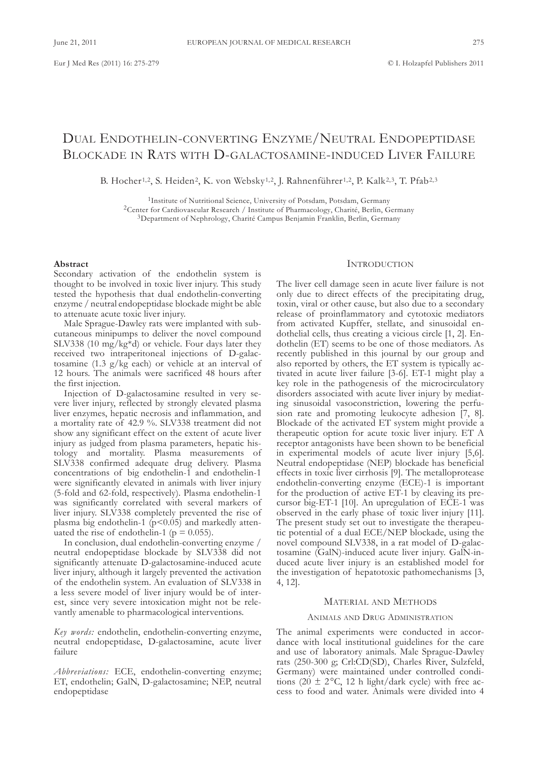# Dual Endothelin-converting Enzyme/Neutral Endopeptidase Blockade in Rats with D-galactosamine-induced Liver Failure

B. Hocher[1,2], S. Heiden[2], K. von Websky[1,2], J. Rahnenführer[1,2], P. Kalk[2,3], T. Pfab[2,3]

[1]Institute of Nutritional Science, University of Potsdam, Potsdam, Germany
[2]Center for Cardiovascular Research / Institute of Pharmacology, Charité, Berlin, Germany
[3]Department of Nephrology, Charité Campus Benjamin Franklin, Berlin, Germany

**Abstract**

Secondary activation of the endothelin system is thought to be involved in toxic liver injury. This study tested the hypothesis that dual endothelin-converting enzyme / neutral endopeptidase blockade might be able to attenuate acute toxic liver injury.

Male Sprague-Dawley rats were implanted with subcutaneous minipumps to deliver the novel compound SLV338 (10 mg/kg*d) or vehicle. Four days later they received two intraperitoneal injections of D-galactosamine (1.3 g/kg each) or vehicle at an interval of 12 hours. The animals were sacrificed 48 hours after the first injection.

Injection of D-galactosamine resulted in very severe liver injury, reflected by strongly elevated plasma liver enzymes, hepatic necrosis and inflammation, and a mortality rate of 42.9 %. SLV338 treatment did not show any significant effect on the extent of acute liver injury as judged from plasma parameters, hepatic histology and mortality. Plasma measurements of SLV338 confirmed adequate drug delivery. Plasma concentrations of big endothelin-1 and endothelin-1 were significantly elevated in animals with liver injury (5-fold and 62-fold, respectively). Plasma endothelin-1 was significantly correlated with several markers of liver injury. SLV338 completely prevented the rise of plasma big endothelin-1 ($p<0.05$) and markedly attenuated the rise of endothelin-1 ($p = 0.055$).

In conclusion, dual endothelin-converting enzyme / neutral endopeptidase blockade by SLV338 did not significantly attenuate D-galactosamine-induced acute liver injury, although it largely prevented the activation of the endothelin system. An evaluation of SLV338 in a less severe model of liver injury would be of interest, since very severe intoxication might not be relevantly amenable to pharmacological interventions.

*Key words:* endothelin, endothelin-converting enzyme, neutral endopeptidase, D-galactosamine, acute liver failure

*Abbreviations:* ECE, endothelin-converting enzyme; ET, endothelin; GalN, D-galactosamine; NEP, neutral endopeptidase

## Introduction

The liver cell damage seen in acute liver failure is not only due to direct effects of the precipitating drug, toxin, viral or other cause, but also due to a secondary release of proinflammatory and cytotoxic mediators from activated Kupffer, stellate, and sinusoidal endothelial cells, thus creating a vicious circle [1, 2]. Endothelin (ET) seems to be one of those mediators. As recently published in this journal by our group and also reported by others, the ET system is typically activated in acute liver failure [3-6]. ET-1 might play a key role in the pathogenesis of the microcirculatory disorders associated with acute liver injury by mediating sinusoidal vasoconstriction, lowering the perfusion rate and promoting leukocyte adhesion [7, 8]. Blockade of the activated ET system might provide a therapeutic option for acute toxic liver injury. ET A receptor antagonists have been shown to be beneficial in experimental models of acute liver injury [5,6]. Neutral endopeptidase (NEP) blockade has beneficial effects in toxic liver cirrhosis [9]. The metalloprotease endothelin-converting enzyme (ECE)-1 is important for the production of active ET-1 by cleaving its precursor big-ET-1 [10]. An upregulation of ECE-1 was observed in the early phase of toxic liver injury [11]. The present study set out to investigate the therapeutic potential of a dual ECE/NEP blockade, using the novel compound SLV338, in a rat model of D-galactosamine (GalN)-induced acute liver injury. GalN-induced acute liver injury is an established model for the investigation of hepatotoxic pathomechanisms [3, 4, 12].

## Material and Methods

### Animals and Drug Administration

The animal experiments were conducted in accordance with local institutional guidelines for the care and use of laboratory animals. Male Sprague-Dawley rats (250-300 g; Crl:CD(SD), Charles River, Sulzfeld, Germany) were maintained under controlled conditions (20 ± 2°C, 12 h light/dark cycle) with free access to food and water. Animals were divided into 4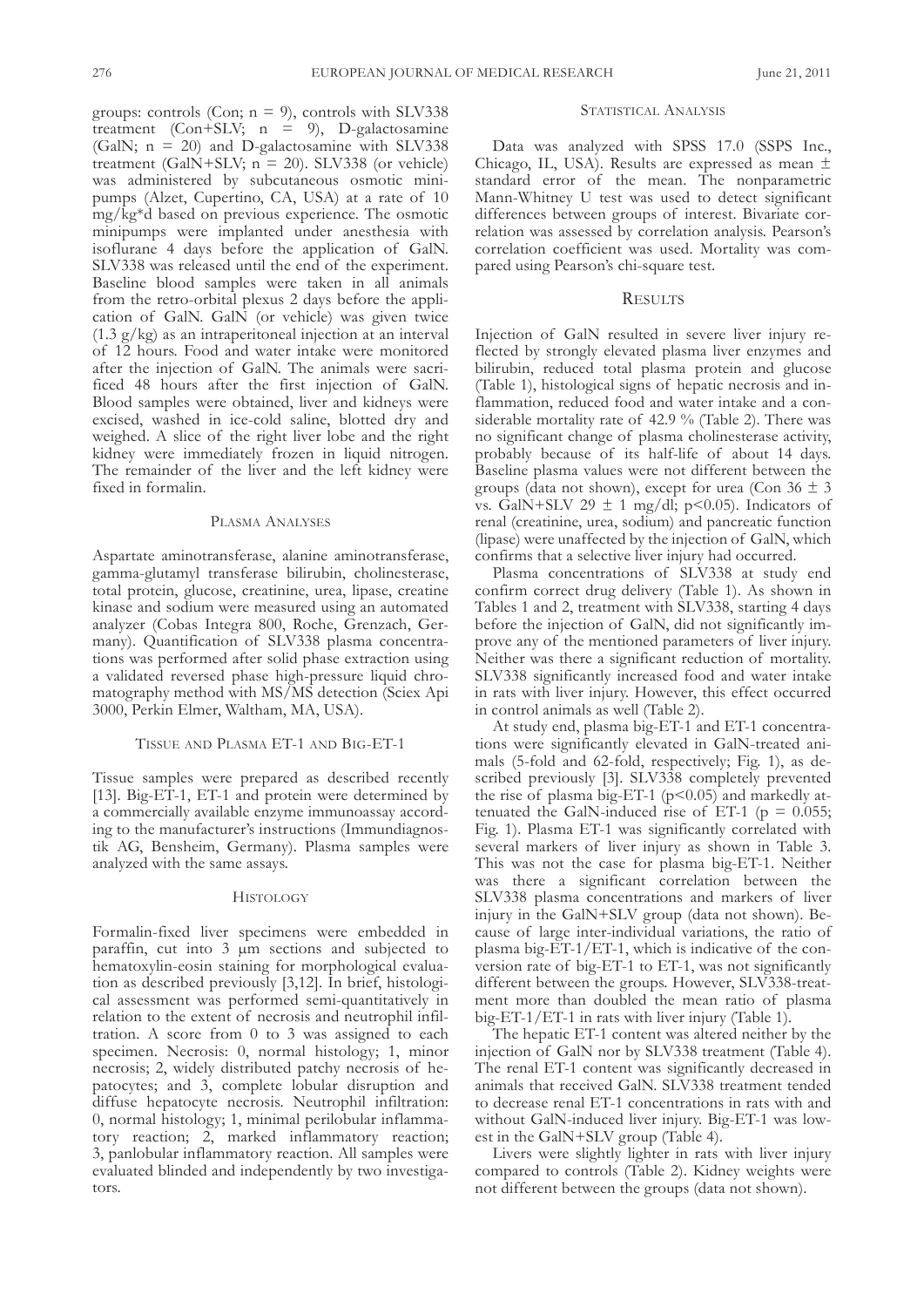groups: controls (Con; n = 9), controls with SLV338 treatment (Con+SLV; n = 9), D-galactosamine (GalN; n = 20) and D-galactosamine with SLV338 treatment (GalN+SLV; n = 20). SLV338 (or vehicle) was administered by subcutaneous osmotic minipumps (Alzet, Cupertino, CA, USA) at a rate of 10 mg/kg*d based on previous experience. The osmotic minipumps were implanted under anesthesia with isoflurane 4 days before the application of GalN. SLV338 was released until the end of the experiment. Baseline blood samples were taken in all animals from the retro-orbital plexus 2 days before the application of GalN. GalN (or vehicle) was given twice (1.3 g/kg) as an intraperitoneal injection at an interval of 12 hours. Food and water intake were monitored after the injection of GalN. The animals were sacrificed 48 hours after the first injection of GalN. Blood samples were obtained, liver and kidneys were excised, washed in ice-cold saline, blotted dry and weighed. A slice of the right liver lobe and the right kidney were immediately frozen in liquid nitrogen. The remainder of the liver and the left kidney were fixed in formalin.

## Plasma Analyses

Aspartate aminotransferase, alanine aminotransferase, gamma-glutamyl transferase bilirubin, cholinesterase, total protein, glucose, creatinine, urea, lipase, creatine kinase and sodium were measured using an automated analyzer (Cobas Integra 800, Roche, Grenzach, Germany). Quantification of SLV338 plasma concentrations was performed after solid phase extraction using a validated reversed phase high-pressure liquid chromatography method with MS/MS detection (Sciex Api 3000, Perkin Elmer, Waltham, MA, USA).

## Tissue and Plasma ET-1 and Big-ET-1

Tissue samples were prepared as described recently [13]. Big-ET-1, ET-1 and protein were determined by a commercially available enzyme immunoassay according to the manufacturer's instructions (Immundiagnostik AG, Bensheim, Germany). Plasma samples were analyzed with the same assays.

## Histology

Formalin-fixed liver specimens were embedded in paraffin, cut into 3 μm sections and subjected to hematoxylin-eosin staining for morphological evaluation as described previously [3,12]. In brief, histological assessment was performed semi-quantitatively in relation to the extent of necrosis and neutrophil infiltration. A score from 0 to 3 was assigned to each specimen. Necrosis: 0, normal histology; 1, minor necrosis; 2, widely distributed patchy necrosis of hepatocytes; and 3, complete lobular disruption and diffuse hepatocyte necrosis. Neutrophil infiltration: 0, normal histology; 1, minimal perilobular inflammatory reaction; 2, marked inflammatory reaction; 3, panlobular inflammatory reaction. All samples were evaluated blinded and independently by two investigators.

## Statistical Analysis

Data was analyzed with SPSS 17.0 (SSPS Inc., Chicago, IL, USA). Results are expressed as mean ± standard error of the mean. The nonparametric Mann-Whitney U test was used to detect significant differences between groups of interest. Bivariate correlation was assessed by correlation analysis. Pearson's correlation coefficient was used. Mortality was compared using Pearson's chi-square test.

## Results

Injection of GalN resulted in severe liver injury reflected by strongly elevated plasma liver enzymes and bilirubin, reduced total plasma protein and glucose (Table 1), histological signs of hepatic necrosis and inflammation, reduced food and water intake and a considerable mortality rate of 42.9 % (Table 2). There was no significant change of plasma cholinesterase activity, probably because of its half-life of about 14 days. Baseline plasma values were not different between the groups (data not shown), except for urea (Con 36 ± 3 vs. GalN+SLV 29 ± 1 mg/dl; $p<0.05$). Indicators of renal (creatinine, urea, sodium) and pancreatic function (lipase) were unaffected by the injection of GalN, which confirms that a selective liver injury had occurred.

Plasma concentrations of SLV338 at study end confirm correct drug delivery (Table 1). As shown in Tables 1 and 2, treatment with SLV338, starting 4 days before the injection of GalN, did not significantly improve any of the mentioned parameters of liver injury. Neither was there a significant reduction of mortality. SLV338 significantly increased food and water intake in rats with liver injury. However, this effect occurred in control animals as well (Table 2).

At study end, plasma big-ET-1 and ET-1 concentrations were significantly elevated in GalN-treated animals (5-fold and 62-fold, respectively; Fig. 1), as described previously [3]. SLV338 completely prevented the rise of plasma big-ET-1 ($p<0.05$) and markedly attenuated the GalN-induced rise of ET-1 ($p = 0.055$; Fig. 1). Plasma ET-1 was significantly correlated with several markers of liver injury as shown in Table 3. This was not the case for plasma big-ET-1. Neither was there a significant correlation between the SLV338 plasma concentrations and markers of liver injury in the GalN+SLV group (data not shown). Because of large inter-individual variations, the ratio of plasma big-ET-1/ET-1, which is indicative of the conversion rate of big-ET-1 to ET-1, was not significantly different between the groups. However, SLV338-treatment more than doubled the mean ratio of plasma big-ET-1/ET-1 in rats with liver injury (Table 1).

The hepatic ET-1 content was altered neither by the injection of GalN nor by SLV338 treatment (Table 4). The renal ET-1 content was significantly decreased in animals that received GalN. SLV338 treatment tended to decrease renal ET-1 concentrations in rats with and without GalN-induced liver injury. Big-ET-1 was lowest in the GalN+SLV group (Table 4).

Livers were slightly lighter in rats with liver injury compared to controls (Table 2). Kidney weights were not different between the groups (data not shown).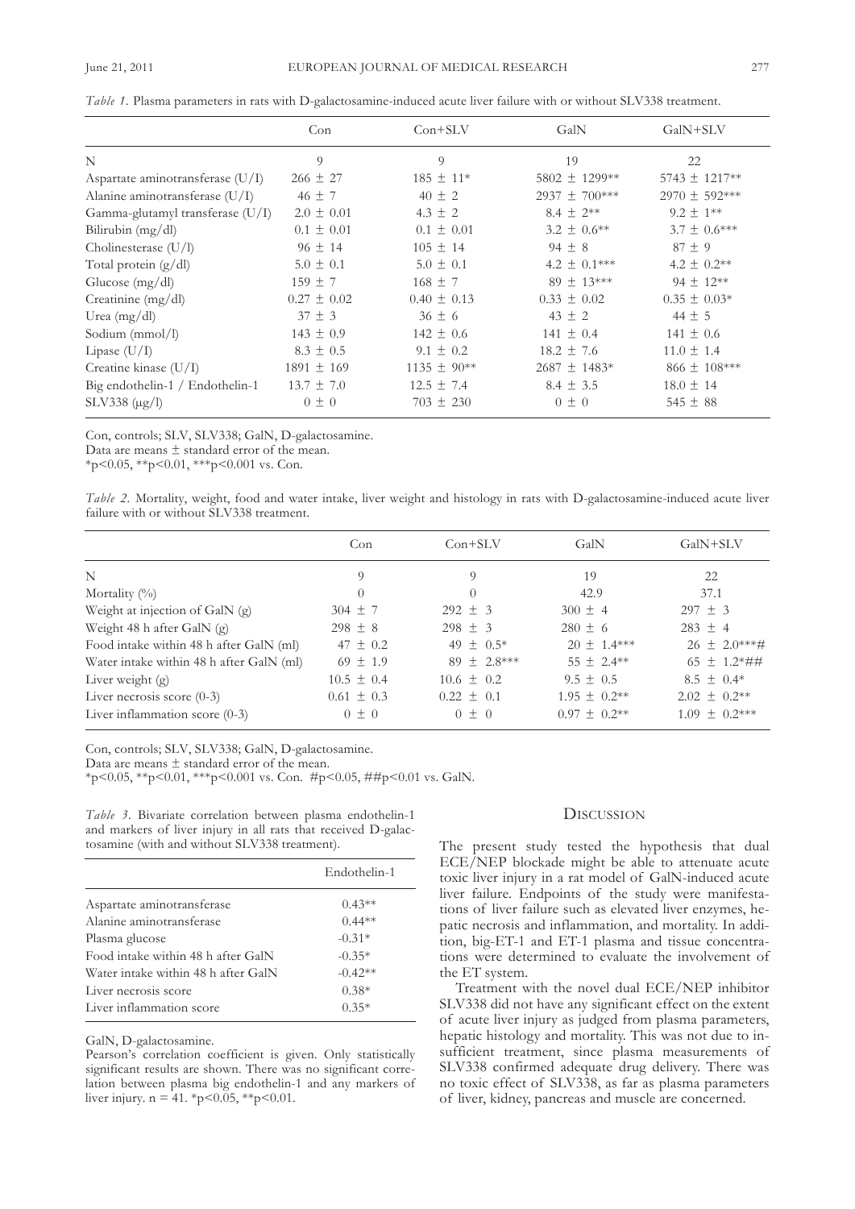*Table 1.* Plasma parameters in rats with D-galactosamine-induced acute liver failure with or without SLV338 treatment.

| | Con | Con+SLV | GalN | GalN+SLV |
|---|---|---|---|---|
| N | 9 | 9 | 19 | 22 |
| Aspartate aminotransferase (U/I) | 266 ± 27 | 185 ± 11* | 5802 ± 1299** | 5743 ± 1217** |
| Alanine aminotransferase (U/I) | 46 ± 7 | 40 ± 2 | 2937 ± 700*** | 2970 ± 592*** |
| Gamma-glutamyl transferase (U/I) | 2.0 ± 0.01 | 4.3 ± 2 | 8.4 ± 2** | 9.2 ± 1** |
| Bilirubin (mg/dl) | 0.1 ± 0.01 | 0.1 ± 0.01 | 3.2 ± 0.6** | 3.7 ± 0.6*** |
| Cholinesterase (U/l) | 96 ± 14 | 105 ± 14 | 94 ± 8 | 87 ± 9 |
| Total protein (g/dl) | 5.0 ± 0.1 | 5.0 ± 0.1 | 4.2 ± 0.1*** | 4.2 ± 0.2** |
| Glucose (mg/dl) | 159 ± 7 | 168 ± 7 | 89 ± 13*** | 94 ± 12** |
| Creatinine (mg/dl) | 0.27 ± 0.02 | 0.40 ± 0.13 | 0.33 ± 0.02 | 0.35 ± 0.03* |
| Urea (mg/dl) | 37 ± 3 | 36 ± 6 | 43 ± 2 | 44 ± 5 |
| Sodium (mmol/l) | 143 ± 0.9 | 142 ± 0.6 | 141 ± 0.4 | 141 ± 0.6 |
| Lipase (U/I) | 8.3 ± 0.5 | 9.1 ± 0.2 | 18.2 ± 7.6 | 11.0 ± 1.4 |
| Creatine kinase (U/I) | 1891 ± 169 | 1135 ± 90** | 2687 ± 1483* | 866 ± 108*** |
| Big endothelin-1 / Endothelin-1 | 13.7 ± 7.0 | 12.5 ± 7.4 | 8.4 ± 3.5 | 18.0 ± 14 |
| SLV338 (µg/l) | 0 ± 0 | 703 ± 230 | 0 ± 0 | 545 ± 88 |

Con, controls; SLV, SLV338; GalN, D-galactosamine.
Data are means ± standard error of the mean.
*p<0.05, **p<0.01, ***p<0.001 vs. Con.

*Table 2.* Mortality, weight, food and water intake, liver weight and histology in rats with D-galactosamine-induced acute liver failure with or without SLV338 treatment.

| | Con | Con+SLV | GalN | GalN+SLV |
|---|---|---|---|---|
| N | 9 | 9 | 19 | 22 |
| Mortality (%) | 0 | 0 | 42.9 | 37.1 |
| Weight at injection of GalN (g) | 304 ± 7 | 292 ± 3 | 300 ± 4 | 297 ± 3 |
| Weight 48 h after GalN (g) | 298 ± 8 | 298 ± 3 | 280 ± 6 | 283 ± 4 |
| Food intake within 48 h after GalN (ml) | 47 ± 0.2 | 49 ± 0.5* | 20 ± 1.4*** | 26 ± 2.0***# |
| Water intake within 48 h after GalN (ml) | 69 ± 1.9 | 89 ± 2.8*** | 55 ± 2.4** | 65 ± 1.2*## |
| Liver weight (g) | 10.5 ± 0.4 | 10.6 ± 0.2 | 9.5 ± 0.5 | 8.5 ± 0.4* |
| Liver necrosis score (0-3) | 0.61 ± 0.3 | 0.22 ± 0.1 | 1.95 ± 0.2** | 2.02 ± 0.2** |
| Liver inflammation score (0-3) | 0 ± 0 | 0 ± 0 | 0.97 ± 0.2** | 1.09 ± 0.2*** |

Con, controls; SLV, SLV338; GalN, D-galactosamine.
Data are means ± standard error of the mean.
*p<0.05, **p<0.01, ***p<0.001 vs. Con. #p<0.05, ##p<0.01 vs. GalN.

*Table 3.* Bivariate correlation between plasma endothelin-1 and markers of liver injury in all rats that received D-galactosamine (with and without SLV338 treatment).

| | Endothelin-1 |
|---|---|
| Aspartate aminotransferase | 0.43** |
| Alanine aminotransferase | 0.44** |
| Plasma glucose | -0.31* |
| Food intake within 48 h after GalN | -0.35* |
| Water intake within 48 h after GalN | -0.42** |
| Liver necrosis score | 0.38* |
| Liver inflammation score | 0.35* |

GalN, D-galactosamine.
Pearson's correlation coefficient is given. Only statistically significant results are shown. There was no significant correlation between plasma big endothelin-1 and any markers of liver injury. n = 41. *p<0.05, **p<0.01.

## Discussion

The present study tested the hypothesis that dual ECE/NEP blockade might be able to attenuate acute toxic liver injury in a rat model of GalN-induced acute liver failure. Endpoints of the study were manifestations of liver failure such as elevated liver enzymes, hepatic necrosis and inflammation, and mortality. In addition, big-ET-1 and ET-1 plasma and tissue concentrations were determined to evaluate the involvement of the ET system.

Treatment with the novel dual ECE/NEP inhibitor SLV338 did not have any significant effect on the extent of acute liver injury as judged from plasma parameters, hepatic histology and mortality. This was not due to insufficient treatment, since plasma measurements of SLV338 confirmed adequate drug delivery. There was no toxic effect of SLV338, as far as plasma parameters of liver, kidney, pancreas and muscle are concerned.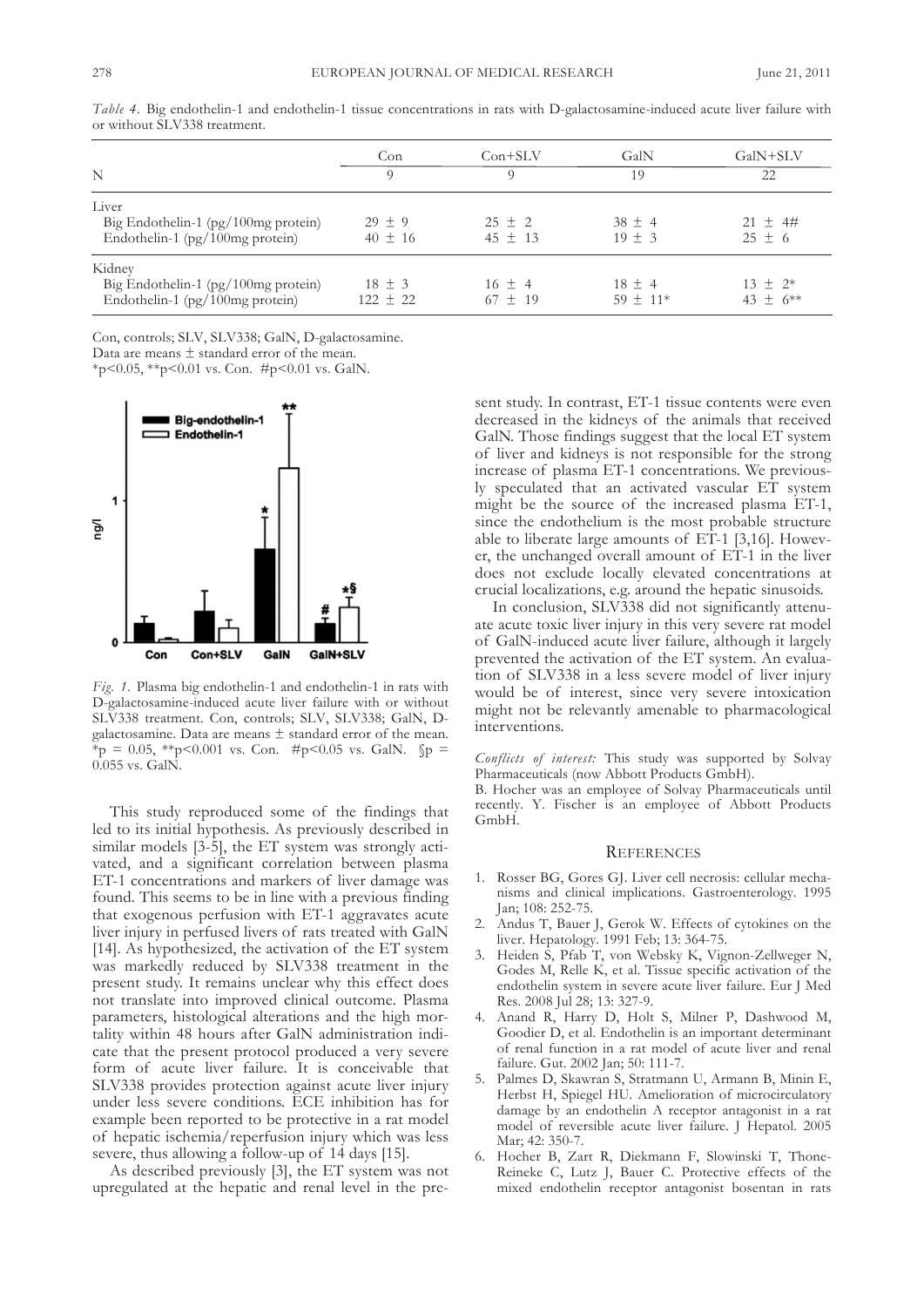*Table 4.* Big endothelin-1 and endothelin-1 tissue concentrations in rats with D-galactosamine-induced acute liver failure with or without SLV338 treatment.

| | Con | Con+SLV | GalN | GalN+SLV |
|---|---|---|---|---|
| N | 9 | 9 | 19 | 22 |
| Liver | | | | |
| Big Endothelin-1 (pg/100mg protein) | 29 ± 9 | 25 ± 2 | 38 ± 4 | 21 ± 4# |
| Endothelin-1 (pg/100mg protein) | 40 ± 16 | 45 ± 13 | 19 ± 3 | 25 ± 6 |
| Kidney | | | | |
| Big Endothelin-1 (pg/100mg protein) | 18 ± 3 | 16 ± 4 | 18 ± 4 | 13 ± 2* |
| Endothelin-1 (pg/100mg protein) | 122 ± 22 | 67 ± 19 | 59 ± 11* | 43 ± 6** |

Con, controls; SLV, SLV338; GalN, D-galactosamine.
Data are means ± standard error of the mean.
*p<0.05, **p<0.01 vs. Con. #p<0.01 vs. GalN.

*Fig. 1.* Plasma big endothelin-1 and endothelin-1 in rats with D-galactosamine-induced acute liver failure with or without SLV338 treatment. Con, controls; SLV, SLV338; GalN, D-galactosamine. Data are means ± standard error of the mean. *p = 0.05, **p<0.001 vs. Con. #p<0.05 vs. GalN. §p = 0.055 vs. GalN.

This study reproduced some of the findings that led to its initial hypothesis. As previously described in similar models [3-5], the ET system was strongly activated, and a significant correlation between plasma ET-1 concentrations and markers of liver damage was found. This seems to be in line with a previous finding that exogenous perfusion with ET-1 aggravates acute liver injury in perfused livers of rats treated with GalN [14]. As hypothesized, the activation of the ET system was markedly reduced by SLV338 treatment in the present study. It remains unclear why this effect does not translate into improved clinical outcome. Plasma parameters, histological alterations and the high mortality within 48 hours after GalN administration indicate that the present protocol produced a very severe form of acute liver failure. It is conceivable that SLV338 provides protection against acute liver injury under less severe conditions. ECE inhibition has for example been reported to be protective in a rat model of hepatic ischemia/reperfusion injury which was less severe, thus allowing a follow-up of 14 days [15].

As described previously [3], the ET system was not upregulated at the hepatic and renal level in the present study. In contrast, ET-1 tissue contents were even decreased in the kidneys of the animals that received GalN. Those findings suggest that the local ET system of liver and kidneys is not responsible for the strong increase of plasma ET-1 concentrations. We previously speculated that an activated vascular ET system might be the source of the increased plasma ET-1, since the endothelium is the most probable structure able to liberate large amounts of ET-1 [3,16]. However, the unchanged overall amount of ET-1 in the liver does not exclude locally elevated concentrations at crucial localizations, e.g. around the hepatic sinusoids.

In conclusion, SLV338 did not significantly attenuate acute toxic liver injury in this very severe rat model of GalN-induced acute liver failure, although it largely prevented the activation of the ET system. An evaluation of SLV338 in a less severe model of liver injury would be of interest, since very severe intoxication might not be relevantly amenable to pharmacological interventions.

*Conflicts of interest:* This study was supported by Solvay Pharmaceuticals (now Abbott Products GmbH).
B. Hocher was an employee of Solvay Pharmaceuticals until recently. Y. Fischer is an employee of Abbott Products GmbH.

## References

1. Rosser BG, Gores GJ. Liver cell necrosis: cellular mechanisms and clinical implications. Gastroenterology. 1995 Jan; 108: 252-75.
2. Andus T, Bauer J, Gerok W. Effects of cytokines on the liver. Hepatology. 1991 Feb; 13: 364-75.
3. Heiden S, Pfab T, von Websky K, Vignon-Zellweger N, Godes M, Relle K, et al. Tissue specific activation of the endothelin system in severe acute liver failure. Eur J Med Res. 2008 Jul 28; 13: 327-9.
4. Anand R, Harry D, Holt S, Milner P, Dashwood M, Goodier D, et al. Endothelin is an important determinant of renal function in a rat model of acute liver and renal failure. Gut. 2002 Jan; 50: 111-7.
5. Palmes D, Skawran S, Stratmann U, Armann B, Minin E, Herbst H, Spiegel HU. Amelioration of microcirculatory damage by an endothelin A receptor antagonist in a rat model of reversible acute liver failure. J Hepatol. 2005 Mar; 42: 350-7.
6. Hocher B, Zart R, Diekmann F, Slowinski T, Thone-Reineke C, Lutz J, Bauer C. Protective effects of the mixed endothelin receptor antagonist bosentan in rats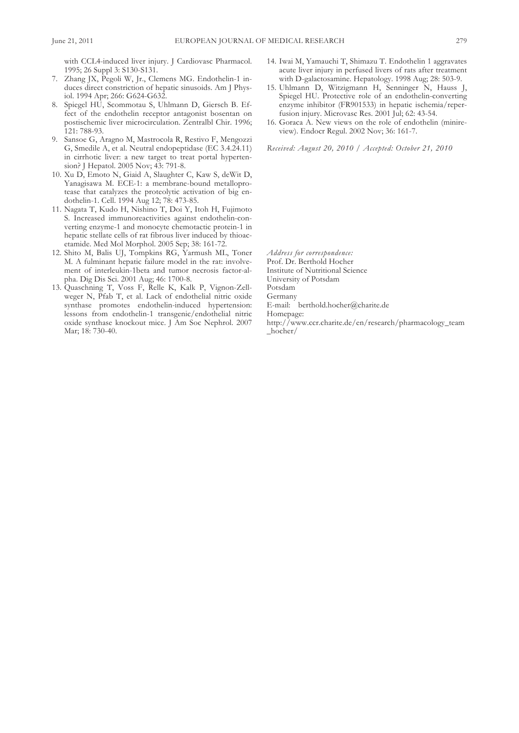with CCL4-induced liver injury. J Cardiovasc Pharmacol. 1995; 26 Suppl 3: S130-S131.

7. Zhang JX, Pegoli W, Jr., Clemens MG. Endothelin-1 induces direct constriction of hepatic sinusoids. Am J Physiol. 1994 Apr; 266: G624-G632.
8. Spiegel HU, Scommotau S, Uhlmann D, Giersch B. Effect of the endothelin receptor antagonist bosentan on postischemic liver microcirculation. Zentralbl Chir. 1996; 121: 788-93.
9. Sansoe G, Aragno M, Mastrocola R, Restivo F, Mengozzi G, Smedile A, et al. Neutral endopeptidase (EC 3.4.24.11) in cirrhotic liver: a new target to treat portal hypertension? J Hepatol. 2005 Nov; 43: 791-8.
10. Xu D, Emoto N, Giaid A, Slaughter C, Kaw S, deWit D, Yanagisawa M. ECE-1: a membrane-bound metalloprotease that catalyzes the proteolytic activation of big endothelin-1. Cell. 1994 Aug 12; 78: 473-85.
11. Nagata T, Kudo H, Nishino T, Doi Y, Itoh H, Fujimoto S. Increased immunoreactivities against endothelin-converting enzyme-1 and monocyte chemotactic protein-1 in hepatic stellate cells of rat fibrous liver induced by thioacetamide. Med Mol Morphol. 2005 Sep; 38: 161-72.
12. Shito M, Balis UJ, Tompkins RG, Yarmush ML, Toner M. A fulminant hepatic failure model in the rat: involvement of interleukin-1beta and tumor necrosis factor-alpha. Dig Dis Sci. 2001 Aug; 46: 1700-8.
13. Quaschning T, Voss F, Relle K, Kalk P, Vignon-Zellweger N, Pfab T, et al. Lack of endothelial nitric oxide synthase promotes endothelin-induced hypertension: lessons from endothelin-1 transgenic/endothelial nitric oxide synthase knockout mice. J Am Soc Nephrol. 2007 Mar; 18: 730-40.
14. Iwai M, Yamauchi T, Shimazu T. Endothelin 1 aggravates acute liver injury in perfused livers of rats after treatment with D-galactosamine. Hepatology. 1998 Aug; 28: 503-9.
15. Uhlmann D, Witzigmann H, Senninger N, Hauss J, Spiegel HU. Protective role of an endothelin-converting enzyme inhibitor (FR901533) in hepatic ischemia/reperfusion injury. Microvasc Res. 2001 Jul; 62: 43-54.
16. Goraca A. New views on the role of endothelin (minireview). Endocr Regul. 2002 Nov; 36: 161-7.

*Received: August 20, 2010 / Accepted: October 21, 2010*

*Address for correspondence:*
Prof. Dr. Berthold Hocher
Institute of Nutritional Science
University of Potsdam
Potsdam
Germany
E-mail: berthold.hocher@charite.de
Homepage:
http://www.ccr.charite.de/en/research/pharmacology_team_hocher/